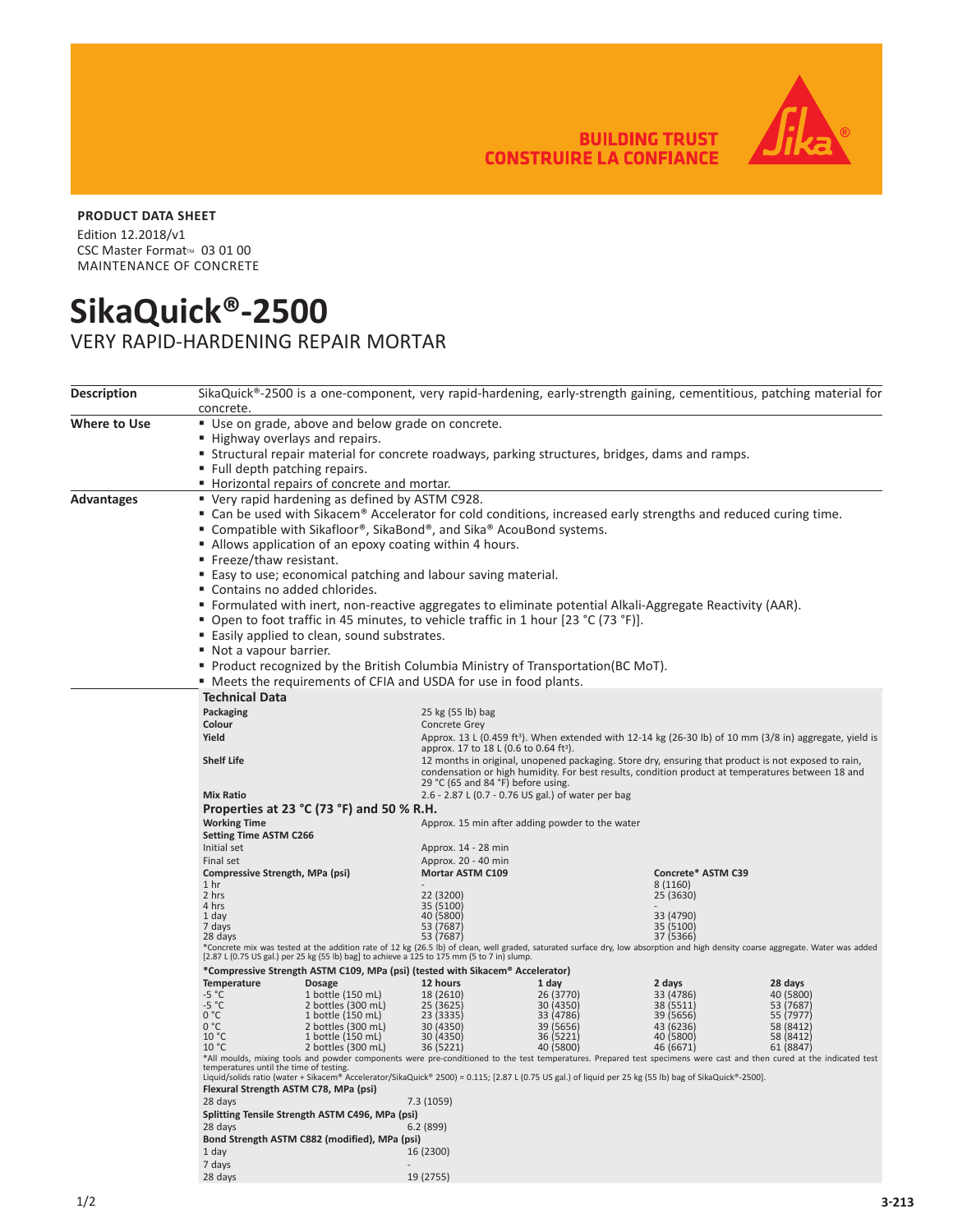BUILDING TRUST
CONSTRUIRE LA CONFIANCE

**PRODUCT DATA SHEET**

Edition 12.2018/v1
CSC Master Format™ 03 01 00
MAINTENANCE OF CONCRETE

# SikaQuick®-2500

## VERY RAPID-HARDENING REPAIR MORTAR

**Description**

SikaQuick®-2500 is a one-component, very rapid-hardening, early-strength gaining, cementitious, patching material for concrete.

**Where to Use**

- Use on grade, above and below grade on concrete.
- Highway overlays and repairs.
- Structural repair material for concrete roadways, parking structures, bridges, dams and ramps.
- Full depth patching repairs.
- Horizontal repairs of concrete and mortar.

**Advantages**

- Very rapid hardening as defined by ASTM C928.
- Can be used with Sikacem® Accelerator for cold conditions, increased early strengths and reduced curing time.
- Compatible with Sikafloor®, SikaBond®, and Sika® AcouBond systems.
- Allows application of an epoxy coating within 4 hours.
- Freeze/thaw resistant.
- Easy to use; economical patching and labour saving material.
- Contains no added chlorides.
- Formulated with inert, non-reactive aggregates to eliminate potential Alkali-Aggregate Reactivity (AAR).
- Open to foot traffic in 45 minutes, to vehicle traffic in 1 hour [23 °C (73 °F)].
- Easily applied to clean, sound substrates.
- Not a vapour barrier.
- Product recognized by the British Columbia Ministry of Transportation(BC MoT).
- Meets the requirements of CFIA and USDA for use in food plants.

### Technical Data

| | |
|---|---|
| **Packaging** | 25 kg (55 lb) bag |
| **Colour** | Concrete Grey |
| **Yield** | Approx. 13 L (0.459 ft³). When extended with 12-14 kg (26-30 lb) of 10 mm (3/8 in) aggregate, yield is approx. 17 to 18 L (0.6 to 0.64 ft³). |
| **Shelf Life** | 12 months in original, unopened packaging. Store dry, ensuring that product is not exposed to rain, condensation or high humidity. For best results, condition product at temperatures between 18 and 29 °C (65 and 84 °F) before using. |
| **Mix Ratio** | 2.6 - 2.87 L (0.7 - 0.76 US gal.) of water per bag |

### Properties at 23 °C (73 °F) and 50 % R.H.

| | |
|---|---|
| **Working Time** | Approx. 15 min after adding powder to the water |
| **Setting Time ASTM C266** | |
| Initial set | Approx. 14 - 28 min |
| Final set | Approx. 20 - 40 min |

| **Compressive Strength, MPa (psi)** | **Mortar ASTM C109** | **Concrete* ASTM C39** |
|---|---|---|
| 1 hr | - | 8 (1160) |
| 2 hrs | 22 (3200) | 25 (3630) |
| 4 hrs | 35 (5100) | - |
| 1 day | 40 (5800) | 33 (4790) |
| 7 days | 53 (7687) | 35 (5100) |
| 28 days | 53 (7687) | 37 (5366) |

*Concrete mix was tested at the addition rate of 12 kg (26.5 lb) of clean, well graded, saturated surface dry, low absorption and high density coarse aggregate. Water was added [2.87 L (0.75 US gal.) per 25 kg (55 lb) bag] to achieve a 125 to 175 mm (5 to 7 in) slump.

**\*Compressive Strength ASTM C109, MPa (psi) (tested with Sikacem® Accelerator)**

| Temperature | Dosage | 12 hours | 1 day | 2 days | 28 days |
|---|---|---|---|---|---|
| -5 °C | 1 bottle (150 mL) | 18 (2610) | 26 (3770) | 33 (4786) | 40 (5800) |
| -5 °C | 2 bottles (300 mL) | 25 (3625) | 30 (4350) | 38 (5511) | 53 (7687) |
| 0 °C | 1 bottle (150 mL) | 23 (3335) | 33 (4786) | 39 (5656) | 55 (7977) |
| 0 °C | 2 bottles (300 mL) | 30 (4350) | 39 (5656) | 43 (6236) | 58 (8412) |
| 10 °C | 1 bottle (150 mL) | 30 (4350) | 36 (5221) | 40 (5800) | 58 (8412) |
| 10 °C | 2 bottles (300 mL) | 36 (5221) | 40 (5800) | 46 (6671) | 61 (8847) |

*All moulds, mixing tools and powder components were pre-conditioned to the test temperatures. Prepared test specimens were cast and then cured at the indicated test temperatures until the time of testing.
Liquid/solids ratio (water + Sikacem® Accelerator/SikaQuick® 2500) = 0.115; [2.87 L (0.75 US gal.) of liquid per 25 kg (55 lb) bag of SikaQuick®-2500].

| | |
|---|---|
| **Flexural Strength ASTM C78, MPa (psi)** | |
| 28 days | 7.3 (1059) |
| **Splitting Tensile Strength ASTM C496, MPa (psi)** | |
| 28 days | 6.2 (899) |
| **Bond Strength ASTM C882 (modified), MPa (psi)** | |
| 1 day | 16 (2300) |
| 7 days | - |
| 28 days | 19 (2755) |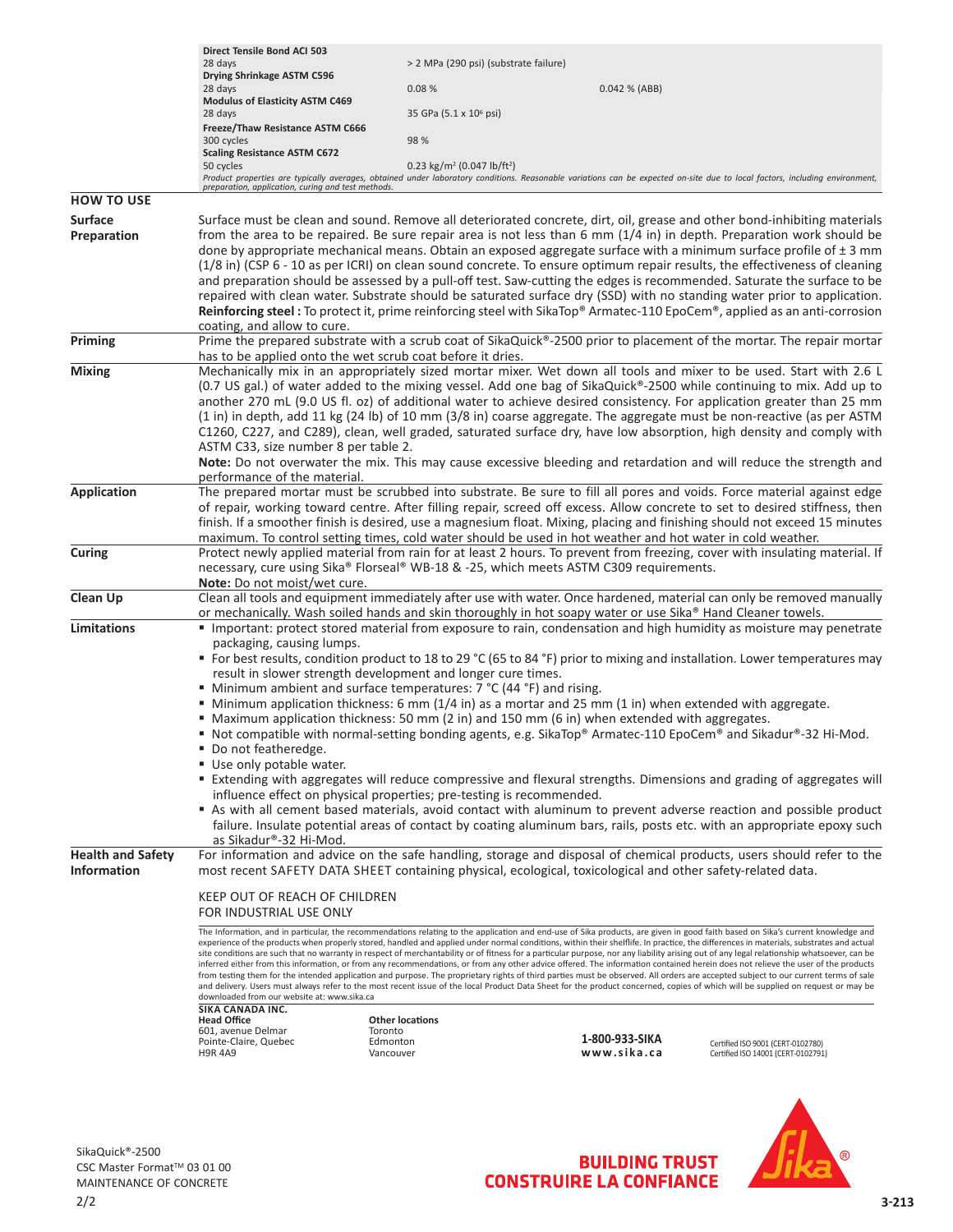| | | |
|---|---|---|
| **Direct Tensile Bond ACI 503** | | |
| 28 days | > 2 MPa (290 psi) (substrate failure) | |
| **Drying Shrinkage ASTM C596** | | |
| 28 days | 0.08 % | 0.042 % (ABB) |
| **Modulus of Elasticity ASTM C469** | | |
| 28 days | 35 GPa (5.1 x $10^6$ psi) | |
| **Freeze/Thaw Resistance ASTM C666** | | |
| 300 cycles | 98 % | |
| **Scaling Resistance ASTM C672** | | |
| 50 cycles | 0.23 kg/m² (0.047 lb/ft²) | |

*Product properties are typically averages, obtained under laboratory conditions. Reasonable variations can be expected on-site due to local factors, including environment, preparation, application, curing and test methods.*

## HOW TO USE

**Surface Preparation**

Surface must be clean and sound. Remove all deteriorated concrete, dirt, oil, grease and other bond-inhibiting materials from the area to be repaired. Be sure repair area is not less than 6 mm (1/4 in) in depth. Preparation work should be done by appropriate mechanical means. Obtain an exposed aggregate surface with a minimum surface profile of ± 3 mm (1/8 in) (CSP 6 - 10 as per ICRI) on clean sound concrete. To ensure optimum repair results, the effectiveness of cleaning and preparation should be assessed by a pull-off test. Saw-cutting the edges is recommended. Saturate the surface to be repaired with clean water. Substrate should be saturated surface dry (SSD) with no standing water prior to application.
**Reinforcing steel :** To protect it, prime reinforcing steel with SikaTop® Armatec-110 EpoCem®, applied as an anti-corrosion coating, and allow to cure.

**Priming**

Prime the prepared substrate with a scrub coat of SikaQuick®-2500 prior to placement of the mortar. The repair mortar has to be applied onto the wet scrub coat before it dries.

**Mixing**

Mechanically mix in an appropriately sized mortar mixer. Wet down all tools and mixer to be used. Start with 2.6 L (0.7 US gal.) of water added to the mixing vessel. Add one bag of SikaQuick®-2500 while continuing to mix. Add up to another 270 mL (9.0 US fl. oz) of additional water to achieve desired consistency. For application greater than 25 mm (1 in) in depth, add 11 kg (24 lb) of 10 mm (3/8 in) coarse aggregate. The aggregate must be non-reactive (as per ASTM C1260, C227, and C289), clean, well graded, saturated surface dry, have low absorption, high density and comply with ASTM C33, size number 8 per table 2.
**Note:** Do not overwater the mix. This may cause excessive bleeding and retardation and will reduce the strength and performance of the material.

**Application**

The prepared mortar must be scrubbed into substrate. Be sure to fill all pores and voids. Force material against edge of repair, working toward centre. After filling repair, screed off excess. Allow concrete to set to desired stiffness, then finish. If a smoother finish is desired, use a magnesium float. Mixing, placing and finishing should not exceed 15 minutes maximum. To control setting times, cold water should be used in hot weather and hot water in cold weather.

**Curing**

Protect newly applied material from rain for at least 2 hours. To prevent from freezing, cover with insulating material. If necessary, cure using Sika® Florseal® WB-18 & -25, which meets ASTM C309 requirements.
**Note:** Do not moist/wet cure.

**Clean Up**

Clean all tools and equipment immediately after use with water. Once hardened, material can only be removed manually or mechanically. Wash soiled hands and skin thoroughly in hot soapy water or use Sika® Hand Cleaner towels.

**Limitations**

- Important: protect stored material from exposure to rain, condensation and high humidity as moisture may penetrate packaging, causing lumps.
- For best results, condition product to 18 to 29 °C (65 to 84 °F) prior to mixing and installation. Lower temperatures may result in slower strength development and longer cure times.
- Minimum ambient and surface temperatures: 7 °C (44 °F) and rising.
- Minimum application thickness: 6 mm (1/4 in) as a mortar and 25 mm (1 in) when extended with aggregate.
- Maximum application thickness: 50 mm (2 in) and 150 mm (6 in) when extended with aggregates.
- Not compatible with normal-setting bonding agents, e.g. SikaTop® Armatec-110 EpoCem® and Sikadur®-32 Hi-Mod.
- Do not featheredge.
- Use only potable water.
- Extending with aggregates will reduce compressive and flexural strengths. Dimensions and grading of aggregates will influence effect on physical properties; pre-testing is recommended.
- As with all cement based materials, avoid contact with aluminum to prevent adverse reaction and possible product failure. Insulate potential areas of contact by coating aluminum bars, rails, posts etc. with an appropriate epoxy such as Sikadur®-32 Hi-Mod.

**Health and Safety Information**

For information and advice on the safe handling, storage and disposal of chemical products, users should refer to the most recent SAFETY DATA SHEET containing physical, ecological, toxicological and other safety-related data.

KEEP OUT OF REACH OF CHILDREN
FOR INDUSTRIAL USE ONLY

The Information, and in particular, the recommendations relating to the application and end-use of Sika products, are given in good faith based on Sika's current knowledge and experience of the products when properly stored, handled and applied under normal conditions, within their shelflife. In practice, the differences in materials, substrates and actual site conditions are such that no warranty in respect of merchantability or of fitness for a particular purpose, nor any liability arising out of any legal relationship whatsoever, can be inferred either from this information, or from any recommendations, or from any other advice offered. The information contained herein does not relieve the user of the products from testing them for the intended application and purpose. The proprietary rights of third parties must be observed. All orders are accepted subject to our current terms of sale and delivery. Users must always refer to the most recent issue of the local Product Data Sheet for the product concerned, copies of which will be supplied on request or may be downloaded from our website at: www.sika.ca

**SIKA CANADA INC.**
**Head Office**
601, avenue Delmar
Pointe-Claire, Quebec
H9R 4A9

**Other locations**
Toronto
Edmonton
Vancouver

**1-800-933-SIKA**
**www.sika.ca**

Certified ISO 9001 (CERT-0102780)
Certified ISO 14001 (CERT-0102791)

SikaQuick®-2500
CSC Master Format™ 03 01 00
MAINTENANCE OF CONCRETE

**BUILDING TRUST**
**CONSTRUIRE LA CONFIANCE**